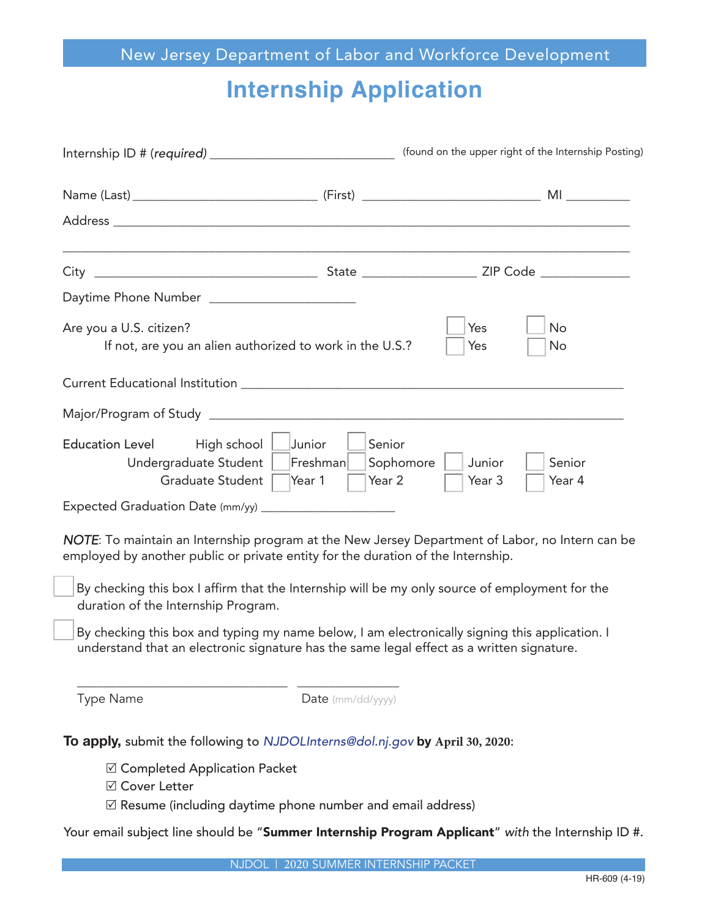New Jersey Department of Labor and Workforce Development

# Internship Application

Internship ID # (*required*) ___________________________ (found on the upper right of the Internship Posting)

Name (Last) ___________________________ (First) ___________________________ MI _________

Address ___________________________________________________________________________

___________________________________________________________________________________

City _________________________________ State ________________ ZIP Code _____________

Daytime Phone Number _____________________

Are you a U.S. citizen? ☐ Yes ☐ No

If not, are you an alien authorized to work in the U.S.? ☐ Yes ☐ No

Current Educational Institution ___________________________________________________

Major/Program of Study ___________________________________________________________

| Education Level | | | | |
|---|---|---|---|---|
| High school | ☐ Junior | ☐ Senior | | |
| Undergraduate Student | ☐ Freshman | ☐ Sophomore | ☐ Junior | ☐ Senior |
| Graduate Student | ☐ Year 1 | ☐ Year 2 | ☐ Year 3 | ☐ Year 4 |

Expected Graduation Date (mm/yy) ___________________

*NOTE*: To maintain an Internship program at the New Jersey Department of Labor, no Intern can be employed by another public or private entity for the duration of the Internship.

☐ By checking this box I affirm that the Internship will be my only source of employment for the duration of the Internship Program.

☐ By checking this box and typing my name below, I am electronically signing this application. I understand that an electronic signature has the same legal effect as a written signature.

________________________________ _______________

Type Name Date (mm/dd/yyyy)

**To apply,** submit the following to *NJDOLInterns@dol.nj.gov* **by April 30, 2020:**

- ☑ Completed Application Packet
- ☑ Cover Letter
- ☑ Resume (including daytime phone number and email address)

Your email subject line should be "**Summer Internship Program Applicant**" *with* the Internship ID #.

HR-609 (4-19)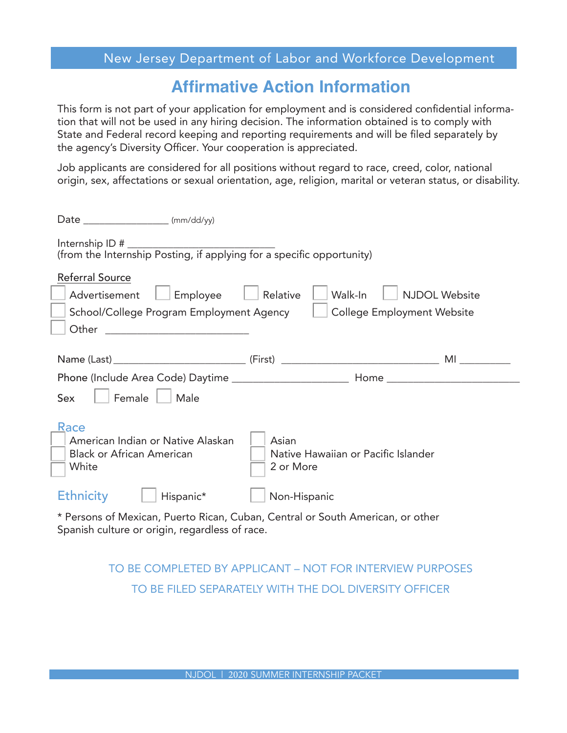New Jersey Department of Labor and Workforce Development

# Affirmative Action Information

This form is not part of your application for employment and is considered confidential information that will not be used in any hiring decision. The information obtained is to comply with State and Federal record keeping and reporting requirements and will be filed separately by the agency's Diversity Officer. Your cooperation is appreciated.

Job applicants are considered for all positions without regard to race, creed, color, national origin, sex, affectations or sexual orientation, age, religion, marital or veteran status, or disability.

Date _______________ (mm/dd/yy)

Internship ID # ___________________________
(from the Internship Posting, if applying for a specific opportunity)

Referral Source

☐ Advertisement ☐ Employee ☐ Relative ☐ Walk-In ☐ NJDOL Website
☐ School/College Program Employment Agency ☐ College Employment Website
☐ Other __________________________

Name (Last) ________________________ (First) _____________________________ MI _________

Phone (Include Area Code) Daytime _____________________ Home ________________________

Sex ☐ Female ☐ Male

Race

☐ American Indian or Native Alaskan
☐ Black or African American
☐ White
☐ Asian
☐ Native Hawaiian or Pacific Islander
☐ 2 or More

Ethnicity ☐ Hispanic* ☐ Non-Hispanic

* Persons of Mexican, Puerto Rican, Cuban, Central or South American, or other Spanish culture or origin, regardless of race.

TO BE COMPLETED BY APPLICANT – NOT FOR INTERVIEW PURPOSES

TO BE FILED SEPARATELY WITH THE DOL DIVERSITY OFFICER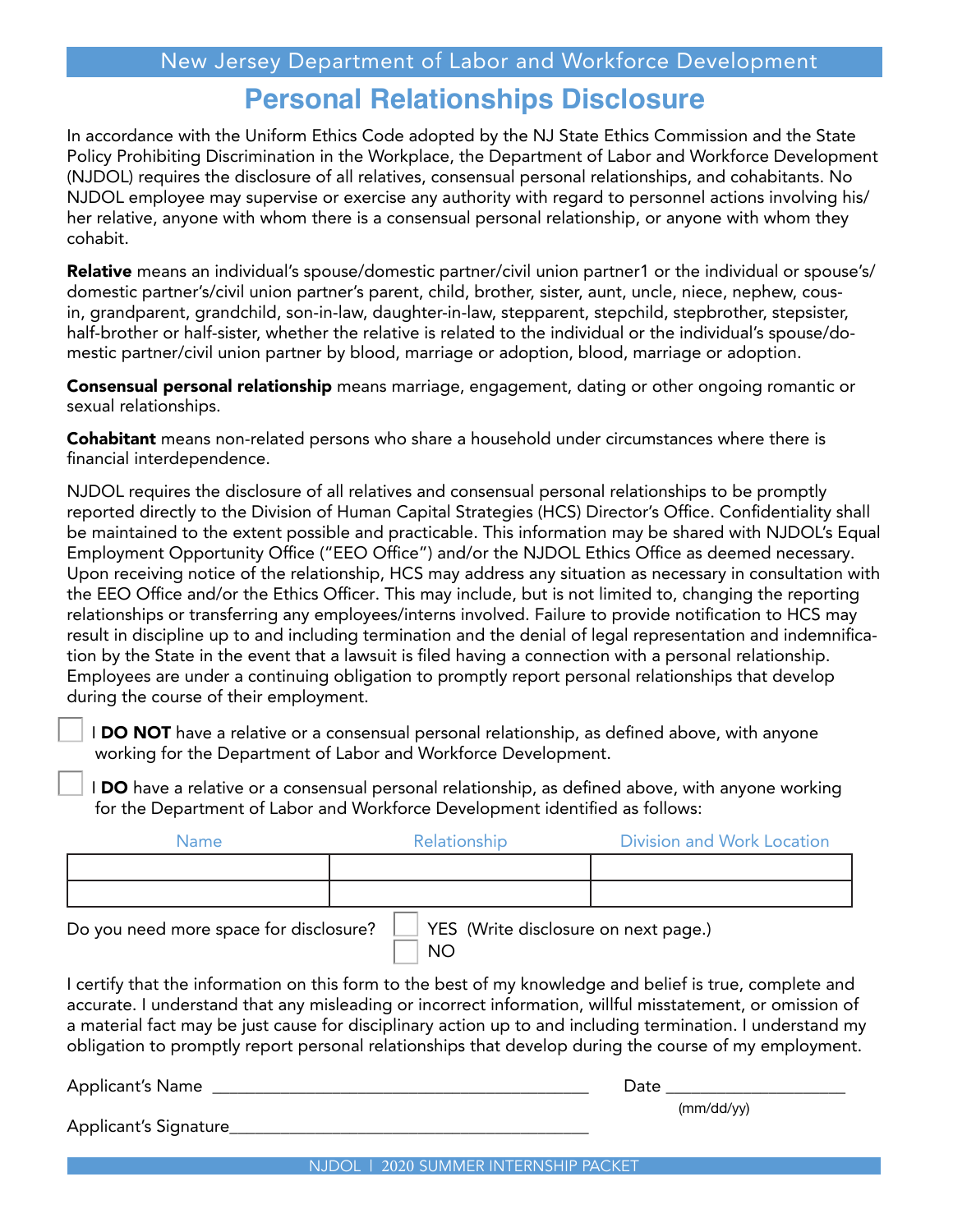New Jersey Department of Labor and Workforce Development

# Personal Relationships Disclosure

In accordance with the Uniform Ethics Code adopted by the NJ State Ethics Commission and the State Policy Prohibiting Discrimination in the Workplace, the Department of Labor and Workforce Development (NJDOL) requires the disclosure of all relatives, consensual personal relationships, and cohabitants. No NJDOL employee may supervise or exercise any authority with regard to personnel actions involving his/her relative, anyone with whom there is a consensual personal relationship, or anyone with whom they cohabit.

**Relative** means an individual's spouse/domestic partner/civil union partner1 or the individual or spouse's/domestic partner's/civil union partner's parent, child, brother, sister, aunt, uncle, niece, nephew, cousin, grandparent, grandchild, son-in-law, daughter-in-law, stepparent, stepchild, stepbrother, stepsister, half-brother or half-sister, whether the relative is related to the individual or the individual's spouse/domestic partner/civil union partner by blood, marriage or adoption, blood, marriage or adoption.

**Consensual personal relationship** means marriage, engagement, dating or other ongoing romantic or sexual relationships.

**Cohabitant** means non-related persons who share a household under circumstances where there is financial interdependence.

NJDOL requires the disclosure of all relatives and consensual personal relationships to be promptly reported directly to the Division of Human Capital Strategies (HCS) Director's Office. Confidentiality shall be maintained to the extent possible and practicable. This information may be shared with NJDOL's Equal Employment Opportunity Office ("EEO Office") and/or the NJDOL Ethics Office as deemed necessary. Upon receiving notice of the relationship, HCS may address any situation as necessary in consultation with the EEO Office and/or the Ethics Officer. This may include, but is not limited to, changing the reporting relationships or transferring any employees/interns involved. Failure to provide notification to HCS may result in discipline up to and including termination and the denial of legal representation and indemnification by the State in the event that a lawsuit is filed having a connection with a personal relationship. Employees are under a continuing obligation to promptly report personal relationships that develop during the course of their employment.

☐ I **DO NOT** have a relative or a consensual personal relationship, as defined above, with anyone working for the Department of Labor and Workforce Development.

☐ I **DO** have a relative or a consensual personal relationship, as defined above, with anyone working for the Department of Labor and Workforce Development identified as follows:

| Name | Relationship | Division and Work Location |
|---|---|---|
| | | |
| | | |

Do you need more space for disclosure? ☐ YES (Write disclosure on next page.) ☐ NO

I certify that the information on this form to the best of my knowledge and belief is true, complete and accurate. I understand that any misleading or incorrect information, willful misstatement, or omission of a material fact may be just cause for disciplinary action up to and including termination. I understand my obligation to promptly report personal relationships that develop during the course of my employment.

Applicant's Name ___________________________________________ Date ____________________
(mm/dd/yy)

Applicant's Signature___________________________________________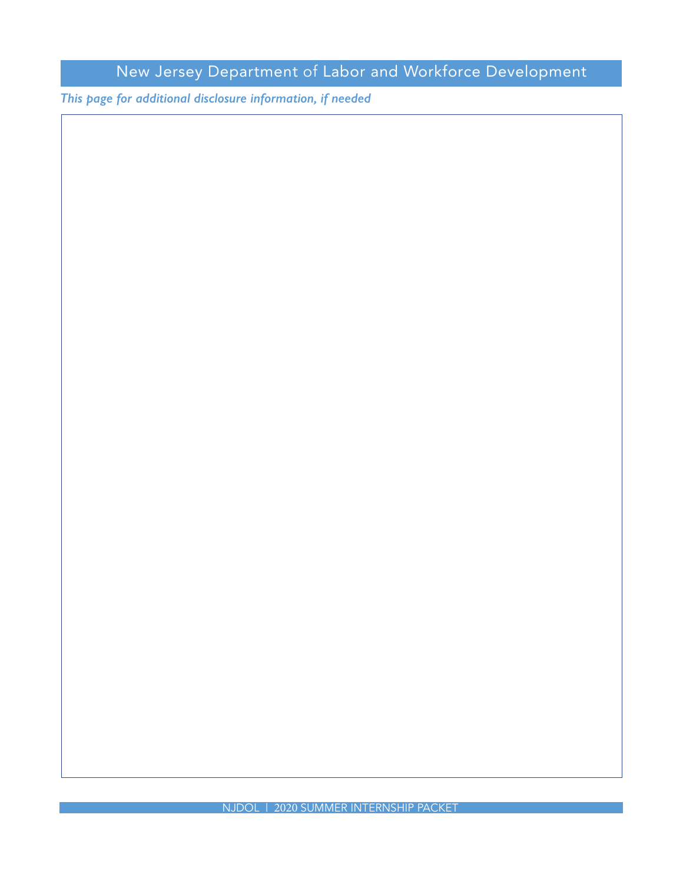New Jersey Department of Labor and Workforce Development

*This page for additional disclosure information, if needed*